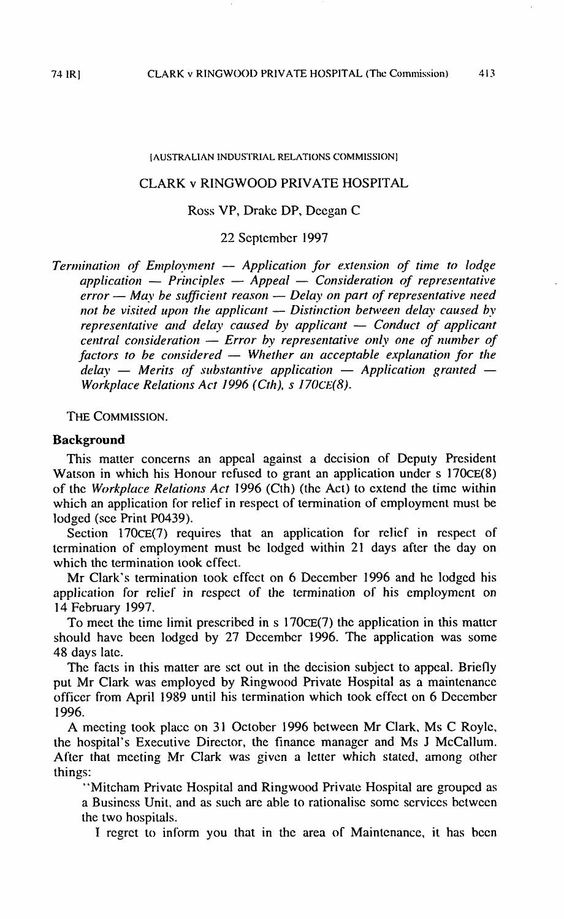[AUSTRALIAN INDUSTRIAL RELATIONS COMMISSION]

# CLARK v RINGWOOD PRIVATE HOSPITAL

Ross VP, Drake DP, Deegan C

22 September 1997

*Termination of Employment — Application for extension of time to lodge application — Principles — Appeal — Consideration of representative error — May be sufficient reason — Delay on part of representative need not be visited upon the applicant — Distinction between delay caused by representative and delay caused by applicant — Conduct of applicant central consideration — Error by representative only one of number of factors to be considered — Whether an acceptable explanation for the delay — Merits of substantive application — Application granted — Workplace Relations Act 1996 (Cth), s 170CE(8).*

THE COMMISSION.

## Background

This matter concerns an appeal against a decision of Deputy President Watson in which his Honour refused to grant an application under s 170CE(8) of the *Workplace Relations Act* 1996 (Cth) (the Act) to extend the time within which an application for relief in respect of termination of employment must be lodged (see Print P0439).

Section 170CE(7) requires that an application for relief in respect of termination of employment must be lodged within 21 days after the day on which the termination took effect.

Mr Clark's termination took effect on 6 December 1996 and he lodged his application for relief in respect of the termination of his employment on 14 February 1997.

To meet the time limit prescribed in s 170CE(7) the application in this matter should have been lodged by 27 December 1996. The application was some 48 days late.

The facts in this matter are set out in the decision subject to appeal. Briefly put Mr Clark was employed by Ringwood Private Hospital as a maintenance officer from April 1989 until his termination which took effect on 6 December 1996.

A meeting took place on 31 October 1996 between Mr Clark, Ms C Royle, the hospital's Executive Director, the finance manager and Ms J McCallum. After that meeting Mr Clark was given a letter which stated, among other things:

> "Mitcham Private Hospital and Ringwood Private Hospital are grouped as a Business Unit, and as such are able to rationalise some services between the two hospitals.
>
> I regret to inform you that in the area of Maintenance, it has been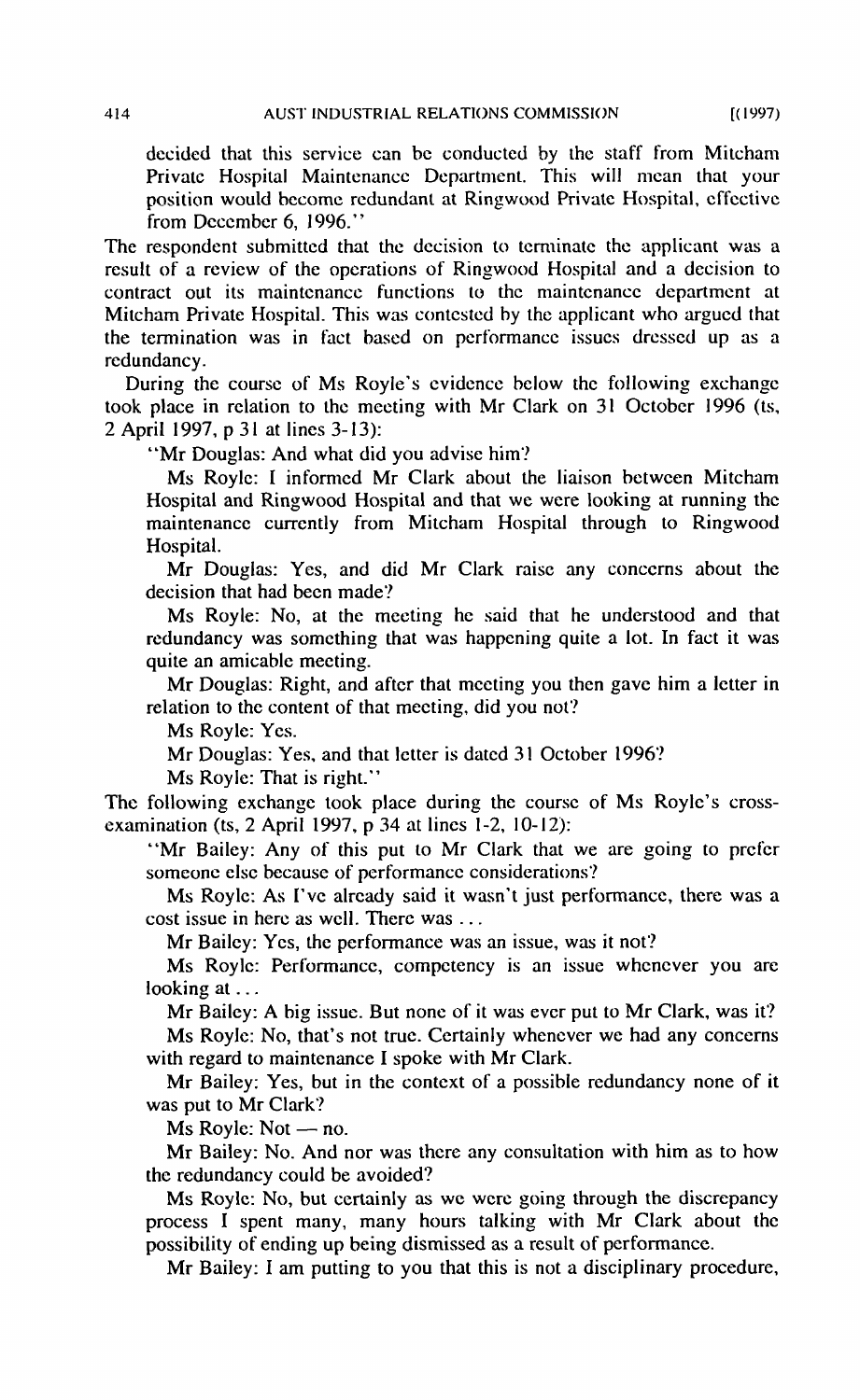decided that this service can be conducted by the staff from Mitcham Private Hospital Maintenance Department. This will mean that your position would become redundant at Ringwood Private Hospital, effective from December 6, 1996."

The respondent submitted that the decision to terminate the applicant was a result of a review of the operations of Ringwood Hospital and a decision to contract out its maintenance functions to the maintenance department at Mitcham Private Hospital. This was contested by the applicant who argued that the termination was in fact based on performance issues dressed up as a redundancy.

During the course of Ms Royle's evidence below the following exchange took place in relation to the meeting with Mr Clark on 31 October 1996 (ts, 2 April 1997, p 31 at lines 3-13):

> "Mr Douglas: And what did you advise him?
>
> Ms Royle: I informed Mr Clark about the liaison between Mitcham Hospital and Ringwood Hospital and that we were looking at running the maintenance currently from Mitcham Hospital through to Ringwood Hospital.
>
> Mr Douglas: Yes, and did Mr Clark raise any concerns about the decision that had been made?
>
> Ms Royle: No, at the meeting he said that he understood and that redundancy was something that was happening quite a lot. In fact it was quite an amicable meeting.
>
> Mr Douglas: Right, and after that meeting you then gave him a letter in relation to the content of that meeting, did you not?
>
> Ms Royle: Yes.
>
> Mr Douglas: Yes, and that letter is dated 31 October 1996?
>
> Ms Royle: That is right."

The following exchange took place during the course of Ms Royle's cross-examination (ts, 2 April 1997, p 34 at lines 1-2, 10-12):

> "Mr Bailey: Any of this put to Mr Clark that we are going to prefer someone else because of performance considerations?
>
> Ms Royle: As I've already said it wasn't just performance, there was a cost issue in here as well. There was ...
>
> Mr Bailey: Yes, the performance was an issue, was it not?
>
> Ms Royle: Performance, competency is an issue whenever you are looking at ...
>
> Mr Bailey: A big issue. But none of it was ever put to Mr Clark, was it?
>
> Ms Royle: No, that's not true. Certainly whenever we had any concerns with regard to maintenance I spoke with Mr Clark.
>
> Mr Bailey: Yes, but in the context of a possible redundancy none of it was put to Mr Clark?
>
> Ms Royle: Not — no.
>
> Mr Bailey: No. And nor was there any consultation with him as to how the redundancy could be avoided?
>
> Ms Royle: No, but certainly as we were going through the discrepancy process I spent many, many hours talking with Mr Clark about the possibility of ending up being dismissed as a result of performance.
>
> Mr Bailey: I am putting to you that this is not a disciplinary procedure,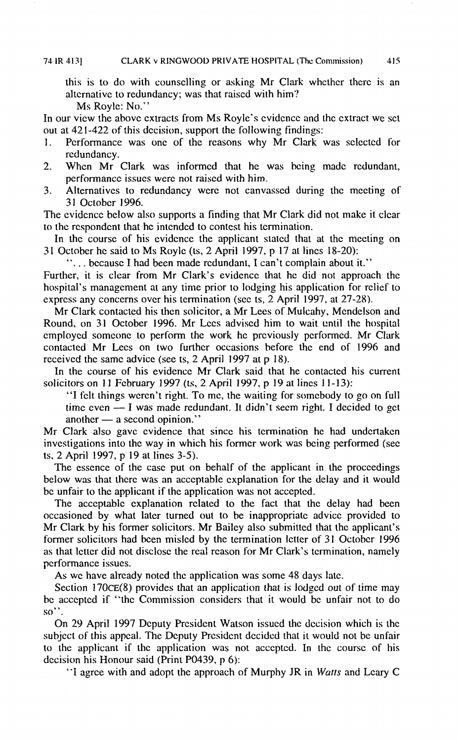this is to do with counselling or asking Mr Clark whether there is an alternative to redundancy; was that raised with him?

Ms Royle: No."

In our view the above extracts from Ms Royle's evidence and the extract we set out at 421-422 of this decision, support the following findings:

1. Performance was one of the reasons why Mr Clark was selected for redundancy.
2. When Mr Clark was informed that he was being made redundant, performance issues were not raised with him.
3. Alternatives to redundancy were not canvassed during the meeting of 31 October 1996.

The evidence below also supports a finding that Mr Clark did not make it clear to the respondent that he intended to contest his termination.

In the course of his evidence the applicant stated that at the meeting on 31 October he said to Ms Royle (ts, 2 April 1997, p 17 at lines 18-20):

> "... because I had been made redundant, I can't complain about it."

Further, it is clear from Mr Clark's evidence that he did not approach the hospital's management at any time prior to lodging his application for relief to express any concerns over his termination (see ts, 2 April 1997, at 27-28).

Mr Clark contacted his then solicitor, a Mr Lees of Mulcahy, Mendelson and Round, on 31 October 1996. Mr Lees advised him to wait until the hospital employed someone to perform the work he previously performed. Mr Clark contacted Mr Lees on two further occasions before the end of 1996 and received the same advice (see ts, 2 April 1997 at p 18).

In the course of his evidence Mr Clark said that he contacted his current solicitors on 11 February 1997 (ts, 2 April 1997, p 19 at lines 11-13):

> "I felt things weren't right. To me, the waiting for somebody to go on full time even — I was made redundant. It didn't seem right. I decided to get another — a second opinion."

Mr Clark also gave evidence that since his termination he had undertaken investigations into the way in which his former work was being performed (see ts, 2 April 1997, p 19 at lines 3-5).

The essence of the case put on behalf of the applicant in the proceedings below was that there was an acceptable explanation for the delay and it would be unfair to the applicant if the application was not accepted.

The acceptable explanation related to the fact that the delay had been occasioned by what later turned out to be inappropriate advice provided to Mr Clark by his former solicitors. Mr Bailey also submitted that the applicant's former solicitors had been misled by the termination letter of 31 October 1996 as that letter did not disclose the real reason for Mr Clark's termination, namely performance issues.

As we have already noted the application was some 48 days late.

Section 170CE(8) provides that an application that is lodged out of time may be accepted if "the Commission considers that it would be unfair not to do so".

On 29 April 1997 Deputy President Watson issued the decision which is the subject of this appeal. The Deputy President decided that it would not be unfair to the applicant if the application was not accepted. In the course of his decision his Honour said (Print P0439, p 6):

> "I agree with and adopt the approach of Murphy JR in *Watts* and Leary C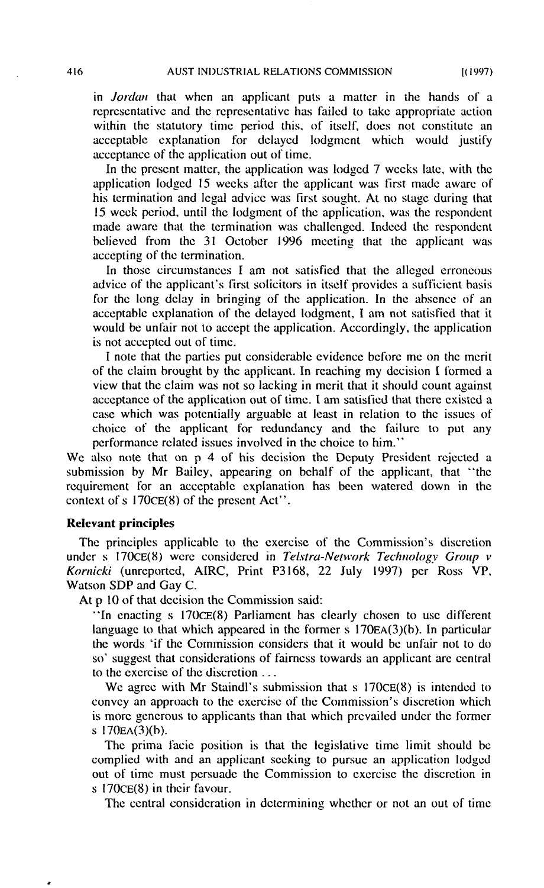in *Jordan* that when an applicant puts a matter in the hands of a representative and the representative has failed to take appropriate action within the statutory time period this, of itself, does not constitute an acceptable explanation for delayed lodgment which would justify acceptance of the application out of time.

In the present matter, the application was lodged 7 weeks late, with the application lodged 15 weeks after the applicant was first made aware of his termination and legal advice was first sought. At no stage during that 15 week period, until the lodgment of the application, was the respondent made aware that the termination was challenged. Indeed the respondent believed from the 31 October 1996 meeting that the applicant was accepting of the termination.

In those circumstances I am not satisfied that the alleged erroneous advice of the applicant's first solicitors in itself provides a sufficient basis for the long delay in bringing of the application. In the absence of an acceptable explanation of the delayed lodgment, I am not satisfied that it would be unfair not to accept the application. Accordingly, the application is not accepted out of time.

I note that the parties put considerable evidence before me on the merit of the claim brought by the applicant. In reaching my decision I formed a view that the claim was not so lacking in merit that it should count against acceptance of the application out of time. I am satisfied that there existed a case which was potentially arguable at least in relation to the issues of choice of the applicant for redundancy and the failure to put any performance related issues involved in the choice to him."

We also note that on p 4 of his decision the Deputy President rejected a submission by Mr Bailey, appearing on behalf of the applicant, that "the requirement for an acceptable explanation has been watered down in the context of s 170CE(8) of the present Act".

**Relevant principles**

The principles applicable to the exercise of the Commission's discretion under s 170CE(8) were considered in *Telstra-Network Technology Group v Kornicki* (unreported, AIRC, Print P3168, 22 July 1997) per Ross VP, Watson SDP and Gay C.

At p 10 of that decision the Commission said:

"In enacting s 170CE(8) Parliament has clearly chosen to use different language to that which appeared in the former s 170EA(3)(b). In particular the words 'if the Commission considers that it would be unfair not to do so' suggest that considerations of fairness towards an applicant are central to the exercise of the discretion ...

We agree with Mr Staindl's submission that s 170CE(8) is intended to convey an approach to the exercise of the Commission's discretion which is more generous to applicants than that which prevailed under the former s 170EA(3)(b).

The prima facie position is that the legislative time limit should be complied with and an applicant seeking to pursue an application lodged out of time must persuade the Commission to exercise the discretion in s 170CE(8) in their favour.

The central consideration in determining whether or not an out of time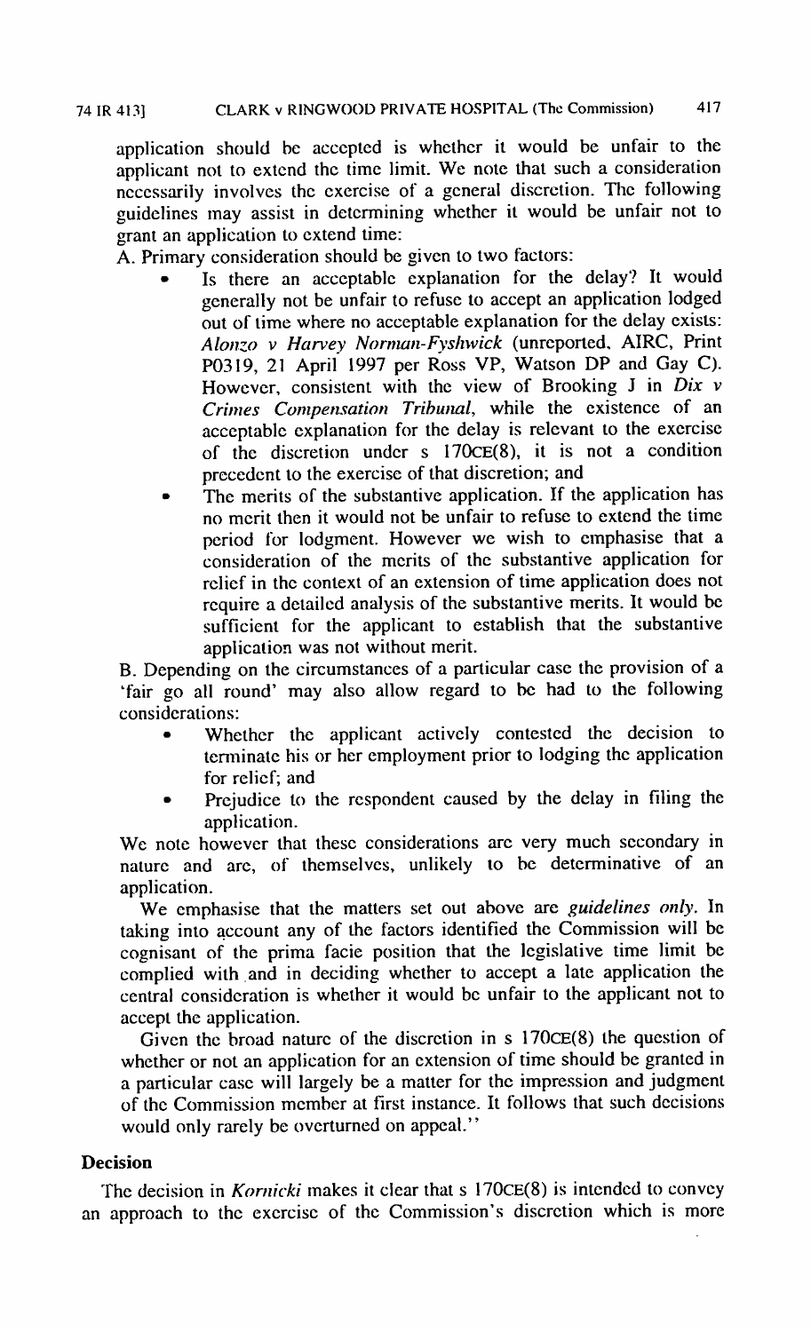application should be accepted is whether it would be unfair to the applicant not to extend the time limit. We note that such a consideration necessarily involves the exercise of a general discretion. The following guidelines may assist in determining whether it would be unfair not to grant an application to extend time:

A. Primary consideration should be given to two factors:

- Is there an acceptable explanation for the delay? It would generally not be unfair to refuse to accept an application lodged out of time where no acceptable explanation for the delay exists: *Alonzo v Harvey Norman-Fyshwick* (unreported, AIRC, Print P0319, 21 April 1997 per Ross VP, Watson DP and Gay C). However, consistent with the view of Brooking J in *Dix v Crimes Compensation Tribunal*, while the existence of an acceptable explanation for the delay is relevant to the exercise of the discretion under s 170CE(8), it is not a condition precedent to the exercise of that discretion; and
- The merits of the substantive application. If the application has no merit then it would not be unfair to refuse to extend the time period for lodgment. However we wish to emphasise that a consideration of the merits of the substantive application for relief in the context of an extension of time application does not require a detailed analysis of the substantive merits. It would be sufficient for the applicant to establish that the substantive application was not without merit.

B. Depending on the circumstances of a particular case the provision of a 'fair go all round' may also allow regard to be had to the following considerations:

- Whether the applicant actively contested the decision to terminate his or her employment prior to lodging the application for relief; and
- Prejudice to the respondent caused by the delay in filing the application.

We note however that these considerations are very much secondary in nature and are, of themselves, unlikely to be determinative of an application.

We emphasise that the matters set out above are *guidelines only*. In taking into account any of the factors identified the Commission will be cognisant of the prima facie position that the legislative time limit be complied with and in deciding whether to accept a late application the central consideration is whether it would be unfair to the applicant not to accept the application.

Given the broad nature of the discretion in s 170CE(8) the question of whether or not an application for an extension of time should be granted in a particular case will largely be a matter for the impression and judgment of the Commission member at first instance. It follows that such decisions would only rarely be overturned on appeal."

**Decision**

The decision in *Kornicki* makes it clear that s 170CE(8) is intended to convey an approach to the exercise of the Commission's discretion which is more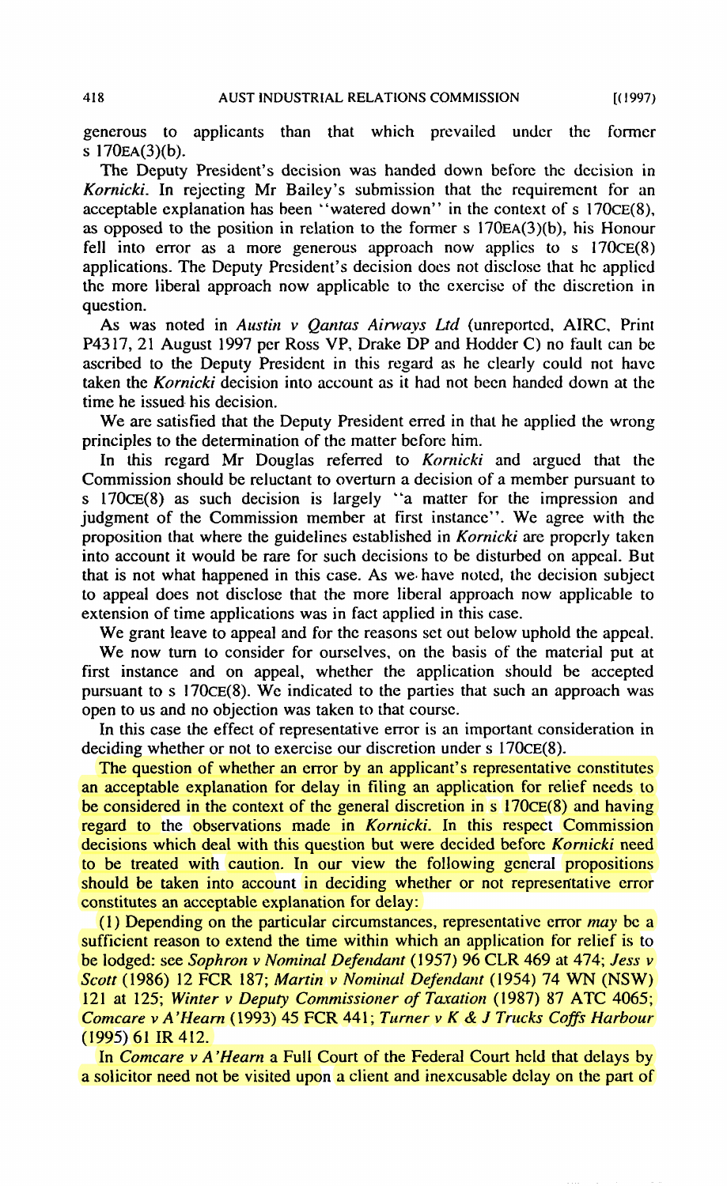generous to applicants than that which prevailed under the former s 170EA(3)(b).

The Deputy President's decision was handed down before the decision in *Kornicki*. In rejecting Mr Bailey's submission that the requirement for an acceptable explanation has been "watered down" in the context of s 170CE(8), as opposed to the position in relation to the former s 170EA(3)(b), his Honour fell into error as a more generous approach now applies to s 170CE(8) applications. The Deputy President's decision does not disclose that he applied the more liberal approach now applicable to the exercise of the discretion in question.

As was noted in *Austin v Qantas Airways Ltd* (unreported, AIRC, Print P4317, 21 August 1997 per Ross VP, Drake DP and Hodder C) no fault can be ascribed to the Deputy President in this regard as he clearly could not have taken the *Kornicki* decision into account as it had not been handed down at the time he issued his decision.

We are satisfied that the Deputy President erred in that he applied the wrong principles to the determination of the matter before him.

In this regard Mr Douglas referred to *Kornicki* and argued that the Commission should be reluctant to overturn a decision of a member pursuant to s 170CE(8) as such decision is largely "a matter for the impression and judgment of the Commission member at first instance". We agree with the proposition that where the guidelines established in *Kornicki* are properly taken into account it would be rare for such decisions to be disturbed on appeal. But that is not what happened in this case. As we have noted, the decision subject to appeal does not disclose that the more liberal approach now applicable to extension of time applications was in fact applied in this case.

We grant leave to appeal and for the reasons set out below uphold the appeal.

We now turn to consider for ourselves, on the basis of the material put at first instance and on appeal, whether the application should be accepted pursuant to s 170CE(8). We indicated to the parties that such an approach was open to us and no objection was taken to that course.

In this case the effect of representative error is an important consideration in deciding whether or not to exercise our discretion under s 170CE(8).

The question of whether an error by an applicant's representative constitutes an acceptable explanation for delay in filing an application for relief needs to be considered in the context of the general discretion in s 170CE(8) and having regard to the observations made in *Kornicki*. In this respect Commission decisions which deal with this question but were decided before *Kornicki* need to be treated with caution. In our view the following general propositions should be taken into account in deciding whether or not representative error constitutes an acceptable explanation for delay:

(1) Depending on the particular circumstances, representative error *may* be a sufficient reason to extend the time within which an application for relief is to be lodged: see *Sophron v Nominal Defendant* (1957) 96 CLR 469 at 474; *Jess v Scott* (1986) 12 FCR 187; *Martin v Nominal Defendant* (1954) 74 WN (NSW) 121 at 125; *Winter v Deputy Commissioner of Taxation* (1987) 87 ATC 4065; *Comcare v A'Hearn* (1993) 45 FCR 441; *Turner v K & J Trucks Coffs Harbour* (1995) 61 IR 412.

In *Comcare v A'Hearn* a Full Court of the Federal Court held that delays by a solicitor need not be visited upon a client and inexcusable delay on the part of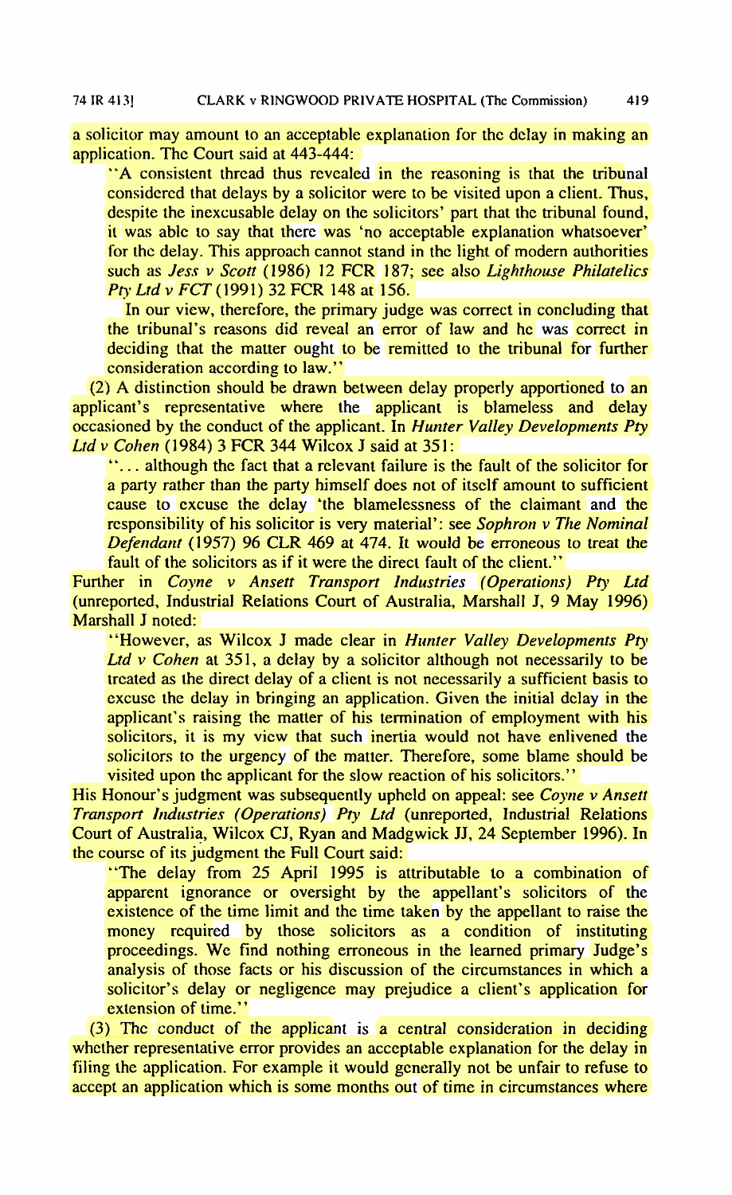a solicitor may amount to an acceptable explanation for the delay in making an application. The Court said at 443-444:

> "A consistent thread thus revealed in the reasoning is that the tribunal considered that delays by a solicitor were to be visited upon a client. Thus, despite the inexcusable delay on the solicitors' part that the tribunal found, it was able to say that there was 'no acceptable explanation whatsoever' for the delay. This approach cannot stand in the light of modern authorities such as *Jess v Scott* (1986) 12 FCR 187; see also *Lighthouse Philatelics Pty Ltd v FCT* (1991) 32 FCR 148 at 156.
>
> In our view, therefore, the primary judge was correct in concluding that the tribunal's reasons did reveal an error of law and he was correct in deciding that the matter ought to be remitted to the tribunal for further consideration according to law."

(2) A distinction should be drawn between delay properly apportioned to an applicant's representative where the applicant is blameless and delay occasioned by the conduct of the applicant. In *Hunter Valley Developments Pty Ltd v Cohen* (1984) 3 FCR 344 Wilcox J said at 351:

> "... although the fact that a relevant failure is the fault of the solicitor for a party rather than the party himself does not of itself amount to sufficient cause to excuse the delay 'the blamelessness of the claimant and the responsibility of his solicitor is very material': see *Sophron v The Nominal Defendant* (1957) 96 CLR 469 at 474. It would be erroneous to treat the fault of the solicitors as if it were the direct fault of the client."

Further in *Coyne v Ansett Transport Industries (Operations) Pty Ltd* (unreported, Industrial Relations Court of Australia, Marshall J, 9 May 1996) Marshall J noted:

> "However, as Wilcox J made clear in *Hunter Valley Developments Pty Ltd v Cohen* at 351, a delay by a solicitor although not necessarily to be treated as the direct delay of a client is not necessarily a sufficient basis to excuse the delay in bringing an application. Given the initial delay in the applicant's raising the matter of his termination of employment with his solicitors, it is my view that such inertia would not have enlivened the solicitors to the urgency of the matter. Therefore, some blame should be visited upon the applicant for the slow reaction of his solicitors."

His Honour's judgment was subsequently upheld on appeal: see *Coyne v Ansett Transport Industries (Operations) Pty Ltd* (unreported, Industrial Relations Court of Australia, Wilcox CJ, Ryan and Madgwick JJ, 24 September 1996). In the course of its judgment the Full Court said:

> "The delay from 25 April 1995 is attributable to a combination of apparent ignorance or oversight by the appellant's solicitors of the existence of the time limit and the time taken by the appellant to raise the money required by those solicitors as a condition of instituting proceedings. We find nothing erroneous in the learned primary Judge's analysis of those facts or his discussion of the circumstances in which a solicitor's delay or negligence may prejudice a client's application for extension of time."

(3) The conduct of the applicant is a central consideration in deciding whether representative error provides an acceptable explanation for the delay in filing the application. For example it would generally not be unfair to refuse to accept an application which is some months out of time in circumstances where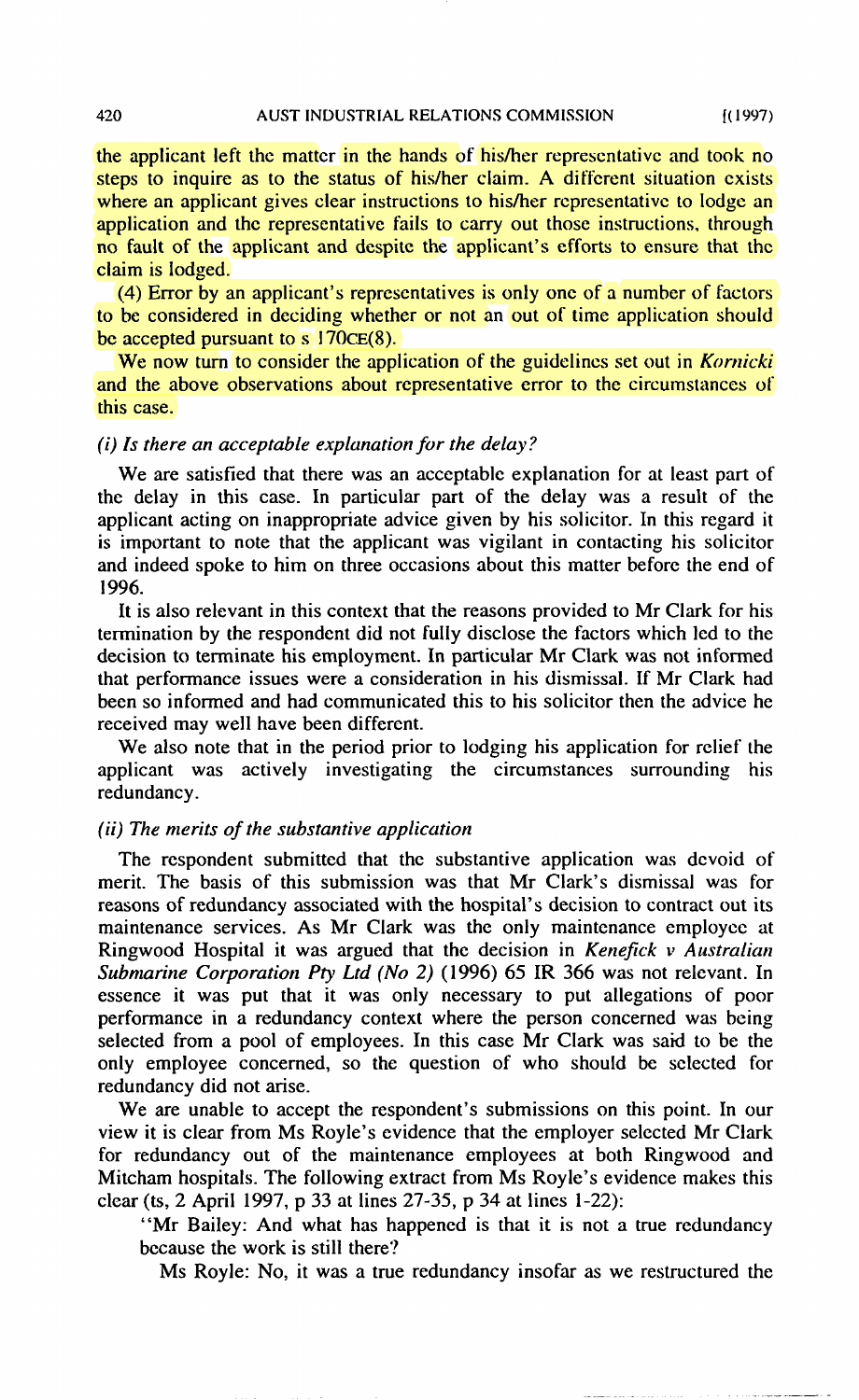the applicant left the matter in the hands of his/her representative and took no steps to inquire as to the status of his/her claim. A different situation exists where an applicant gives clear instructions to his/her representative to lodge an application and the representative fails to carry out those instructions, through no fault of the applicant and despite the applicant's efforts to ensure that the claim is lodged.

(4) Error by an applicant's representatives is only one of a number of factors to be considered in deciding whether or not an out of time application should be accepted pursuant to s 170CE(8).

We now turn to consider the application of the guidelines set out in *Kornicki* and the above observations about representative error to the circumstances of this case.

### *(i) Is there an acceptable explanation for the delay?*

We are satisfied that there was an acceptable explanation for at least part of the delay in this case. In particular part of the delay was a result of the applicant acting on inappropriate advice given by his solicitor. In this regard it is important to note that the applicant was vigilant in contacting his solicitor and indeed spoke to him on three occasions about this matter before the end of 1996.

It is also relevant in this context that the reasons provided to Mr Clark for his termination by the respondent did not fully disclose the factors which led to the decision to terminate his employment. In particular Mr Clark was not informed that performance issues were a consideration in his dismissal. If Mr Clark had been so informed and had communicated this to his solicitor then the advice he received may well have been different.

We also note that in the period prior to lodging his application for relief the applicant was actively investigating the circumstances surrounding his redundancy.

### *(ii) The merits of the substantive application*

The respondent submitted that the substantive application was devoid of merit. The basis of this submission was that Mr Clark's dismissal was for reasons of redundancy associated with the hospital's decision to contract out its maintenance services. As Mr Clark was the only maintenance employee at Ringwood Hospital it was argued that the decision in *Kenefick v Australian Submarine Corporation Pty Ltd (No 2)* (1996) 65 IR 366 was not relevant. In essence it was put that it was only necessary to put allegations of poor performance in a redundancy context where the person concerned was being selected from a pool of employees. In this case Mr Clark was said to be the only employee concerned, so the question of who should be selected for redundancy did not arise.

We are unable to accept the respondent's submissions on this point. In our view it is clear from Ms Royle's evidence that the employer selected Mr Clark for redundancy out of the maintenance employees at both Ringwood and Mitcham hospitals. The following extract from Ms Royle's evidence makes this clear (ts, 2 April 1997, p 33 at lines 27-35, p 34 at lines 1-22):

> "Mr Bailey: And what has happened is that it is not a true redundancy because the work is still there?
>
> Ms Royle: No, it was a true redundancy insofar as we restructured the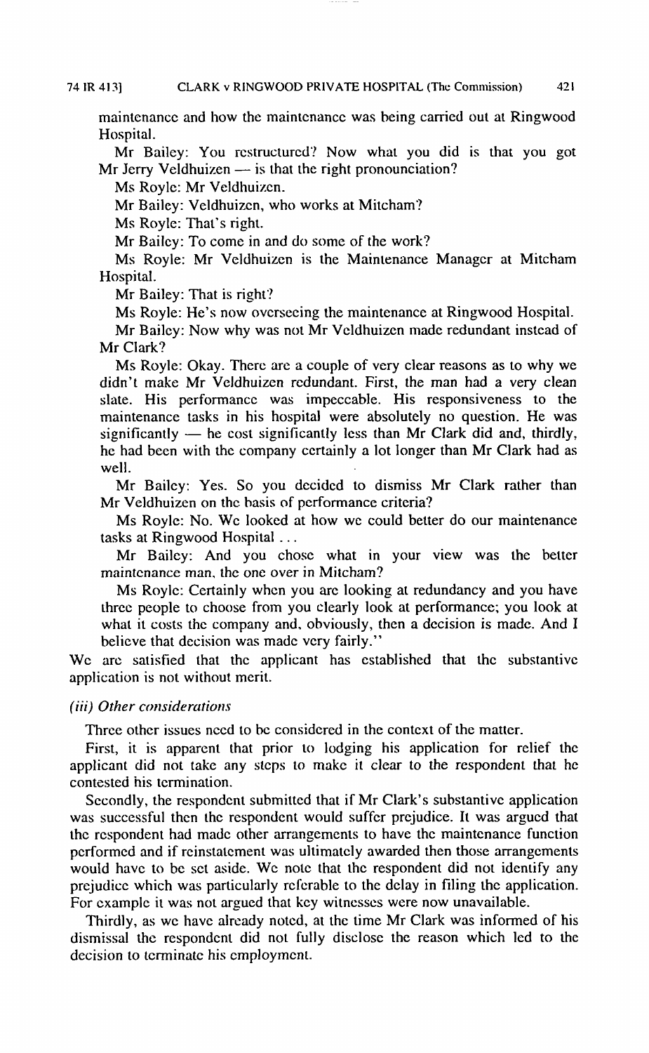maintenance and how the maintenance was being carried out at Ringwood Hospital.

Mr Bailey: You restructured? Now what you did is that you got Mr Jerry Veldhuizen — is that the right pronounciation?

Ms Royle: Mr Veldhuizen.

Mr Bailey: Veldhuizen, who works at Mitcham?

Ms Royle: That's right.

Mr Bailey: To come in and do some of the work?

Ms Royle: Mr Veldhuizen is the Maintenance Manager at Mitcham Hospital.

Mr Bailey: That is right?

Ms Royle: He's now overseeing the maintenance at Ringwood Hospital.

Mr Bailey: Now why was not Mr Veldhuizen made redundant instead of Mr Clark?

Ms Royle: Okay. There are a couple of very clear reasons as to why we didn't make Mr Veldhuizen redundant. First, the man had a very clean slate. His performance was impeccable. His responsiveness to the maintenance tasks in his hospital were absolutely no question. He was significantly — he cost significantly less than Mr Clark did and, thirdly, he had been with the company certainly a lot longer than Mr Clark had as well.

Mr Bailey: Yes. So you decided to dismiss Mr Clark rather than Mr Veldhuizen on the basis of performance criteria?

Ms Royle: No. We looked at how we could better do our maintenance tasks at Ringwood Hospital . . .

Mr Bailey: And you chose what in your view was the better maintenance man, the one over in Mitcham?

Ms Royle: Certainly when you are looking at redundancy and you have three people to choose from you clearly look at performance; you look at what it costs the company and, obviously, then a decision is made. And I believe that decision was made very fairly."

We are satisfied that the applicant has established that the substantive application is not without merit.

*(iii) Other considerations*

Three other issues need to be considered in the context of the matter.

First, it is apparent that prior to lodging his application for relief the applicant did not take any steps to make it clear to the respondent that he contested his termination.

Secondly, the respondent submitted that if Mr Clark's substantive application was successful then the respondent would suffer prejudice. It was argued that the respondent had made other arrangements to have the maintenance function performed and if reinstatement was ultimately awarded then those arrangements would have to be set aside. We note that the respondent did not identify any prejudice which was particularly referable to the delay in filing the application. For example it was not argued that key witnesses were now unavailable.

Thirdly, as we have already noted, at the time Mr Clark was informed of his dismissal the respondent did not fully disclose the reason which led to the decision to terminate his employment.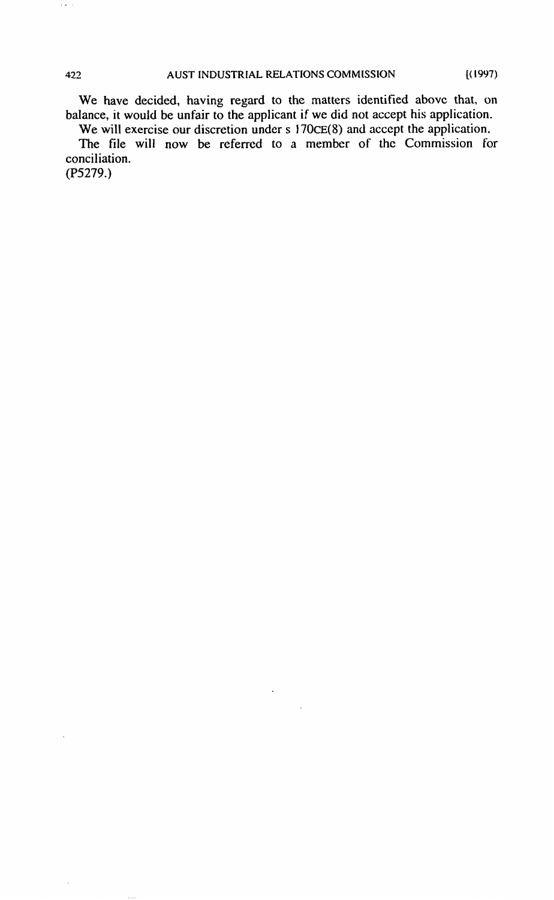We have decided, having regard to the matters identified above that, on balance, it would be unfair to the applicant if we did not accept his application.

We will exercise our discretion under s 170CE(8) and accept the application.

The file will now be referred to a member of the Commission for conciliation.

(P5279.)